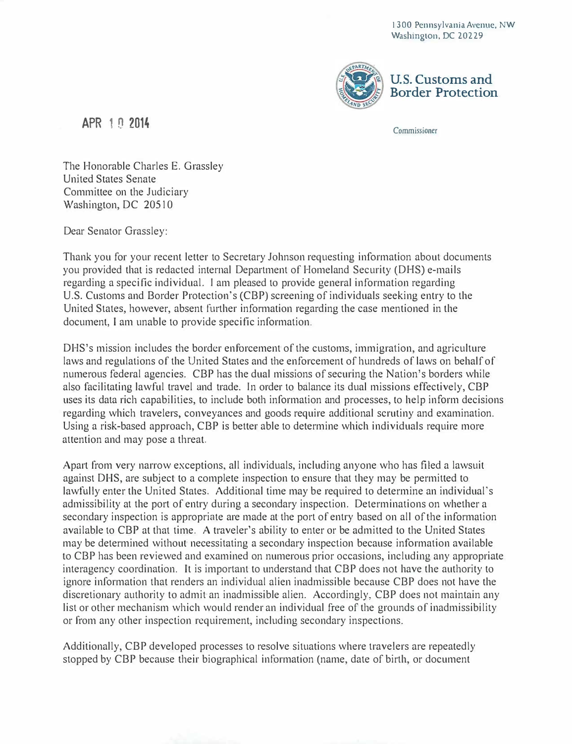1300 Pennsylvania Avenue, NW
Washington, DC 20229

**U.S. Customs and Border Protection**

Commissioner

APR 10 2014

The Honorable Charles E. Grassley
United States Senate
Committee on the Judiciary
Washington, DC 20510

Dear Senator Grassley:

Thank you for your recent letter to Secretary Johnson requesting information about documents you provided that is redacted internal Department of Homeland Security (DHS) e-mails regarding a specific individual. I am pleased to provide general information regarding U.S. Customs and Border Protection's (CBP) screening of individuals seeking entry to the United States, however, absent further information regarding the case mentioned in the document, I am unable to provide specific information.

DHS's mission includes the border enforcement of the customs, immigration, and agriculture laws and regulations of the United States and the enforcement of hundreds of laws on behalf of numerous federal agencies. CBP has the dual missions of securing the Nation's borders while also facilitating lawful travel and trade. In order to balance its dual missions effectively, CBP uses its data rich capabilities, to include both information and processes, to help inform decisions regarding which travelers, conveyances and goods require additional scrutiny and examination. Using a risk-based approach, CBP is better able to determine which individuals require more attention and may pose a threat.

Apart from very narrow exceptions, all individuals, including anyone who has filed a lawsuit against DHS, are subject to a complete inspection to ensure that they may be permitted to lawfully enter the United States. Additional time may be required to determine an individual's admissibility at the port of entry during a secondary inspection. Determinations on whether a secondary inspection is appropriate are made at the port of entry based on all of the information available to CBP at that time. A traveler's ability to enter or be admitted to the United States may be determined without necessitating a secondary inspection because information available to CBP has been reviewed and examined on numerous prior occasions, including any appropriate interagency coordination. It is important to understand that CBP does not have the authority to ignore information that renders an individual alien inadmissible because CBP does not have the discretionary authority to admit an inadmissible alien. Accordingly, CBP does not maintain any list or other mechanism which would render an individual free of the grounds of inadmissibility or from any other inspection requirement, including secondary inspections.

Additionally, CBP developed processes to resolve situations where travelers are repeatedly stopped by CBP because their biographical information (name, date of birth, or document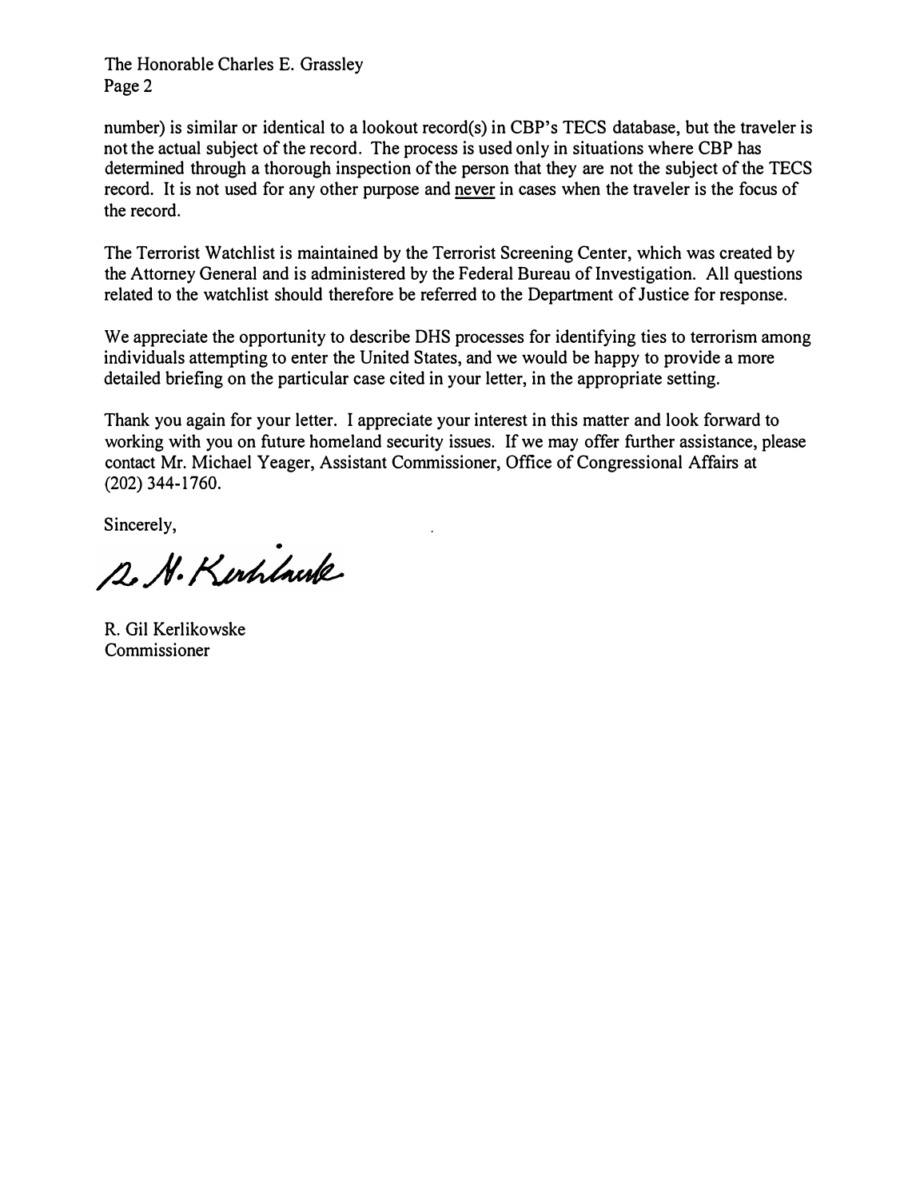number) is similar or identical to a lookout record(s) in CBP's TECS database, but the traveler is not the actual subject of the record. The process is used only in situations where CBP has determined through a thorough inspection of the person that they are not the subject of the TECS record. It is not used for any other purpose and never in cases when the traveler is the focus of the record.

The Terrorist Watchlist is maintained by the Terrorist Screening Center, which was created by the Attorney General and is administered by the Federal Bureau of Investigation. All questions related to the watchlist should therefore be referred to the Department of Justice for response.

We appreciate the opportunity to describe DHS processes for identifying ties to terrorism among individuals attempting to enter the United States, and we would be happy to provide a more detailed briefing on the particular case cited in your letter, in the appropriate setting.

Thank you again for your letter. I appreciate your interest in this matter and look forward to working with you on future homeland security issues. If we may offer further assistance, please contact Mr. Michael Yeager, Assistant Commissioner, Office of Congressional Affairs at (202) 344-1760.

Sincerely,

R. Gil Kerlikowske
Commissioner